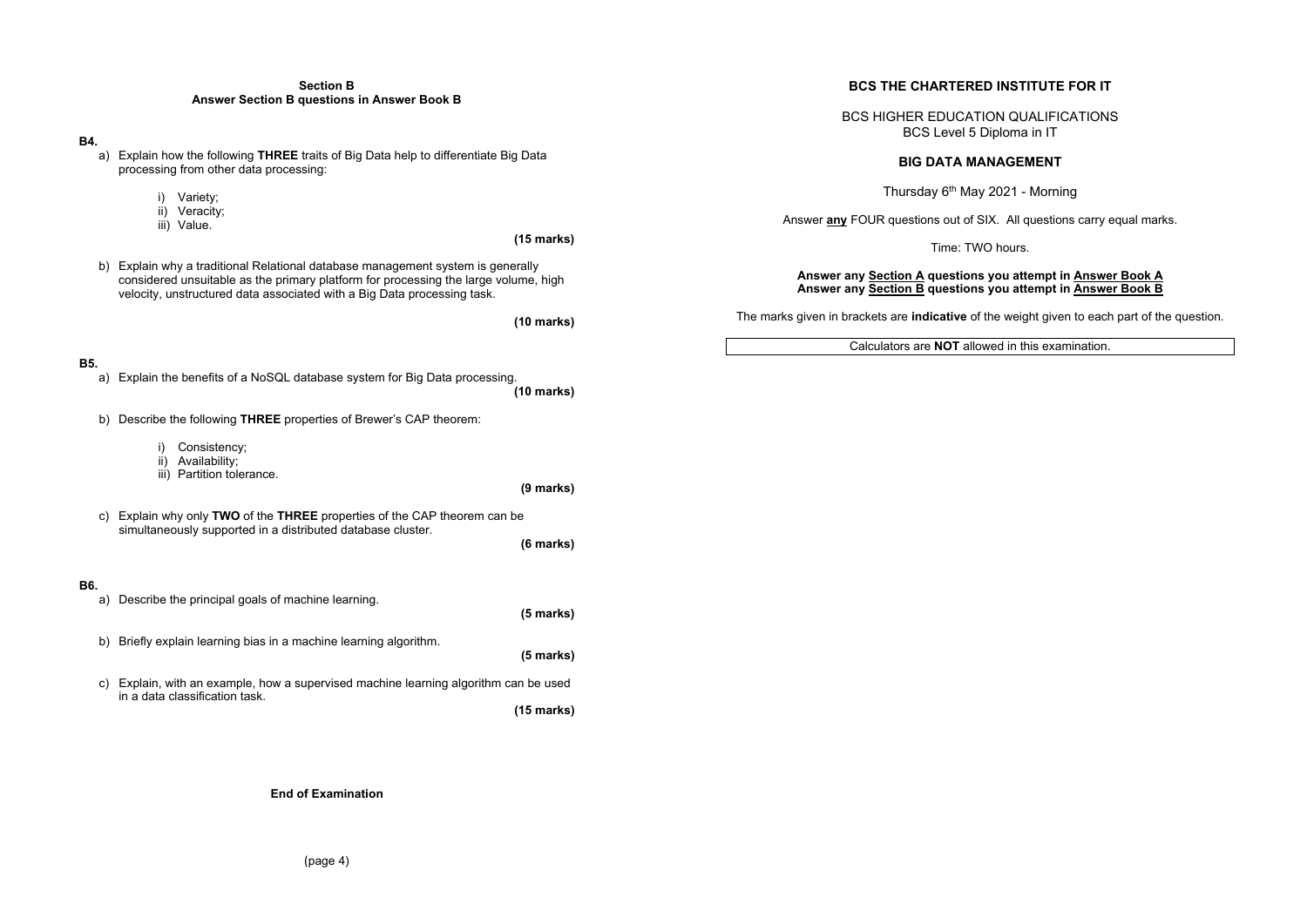## Section B
**Answer Section B questions in Answer Book B**

**B4.**

a) Explain how the following **THREE** traits of Big Data help to differentiate Big Data processing from other data processing:

i) Variety;
ii) Veracity;
iii) Value.

**(15 marks)**

b) Explain why a traditional Relational database management system is generally considered unsuitable as the primary platform for processing the large volume, high velocity, unstructured data associated with a Big Data processing task.

**(10 marks)**

**B5.**

a) Explain the benefits of a NoSQL database system for Big Data processing.

**(10 marks)**

b) Describe the following **THREE** properties of Brewer's CAP theorem:

i) Consistency;
ii) Availability;
iii) Partition tolerance.

**(9 marks)**

c) Explain why only **TWO** of the **THREE** properties of the CAP theorem can be simultaneously supported in a distributed database cluster.

**(6 marks)**

**B6.**

a) Describe the principal goals of machine learning.

**(5 marks)**

b) Briefly explain learning bias in a machine learning algorithm.

**(5 marks)**

c) Explain, with an example, how a supervised machine learning algorithm can be used in a data classification task.

**(15 marks)**

**End of Examination**

# BCS THE CHARTERED INSTITUTE FOR IT

BCS HIGHER EDUCATION QUALIFICATIONS
BCS Level 5 Diploma in IT

## BIG DATA MANAGEMENT

Thursday 6th May 2021 - Morning

Answer **any** FOUR questions out of SIX. All questions carry equal marks.

Time: TWO hours.

**Answer any Section A questions you attempt in Answer Book A**
**Answer any Section B questions you attempt in Answer Book B**

The marks given in brackets are **indicative** of the weight given to each part of the question.

Calculators are **NOT** allowed in this examination.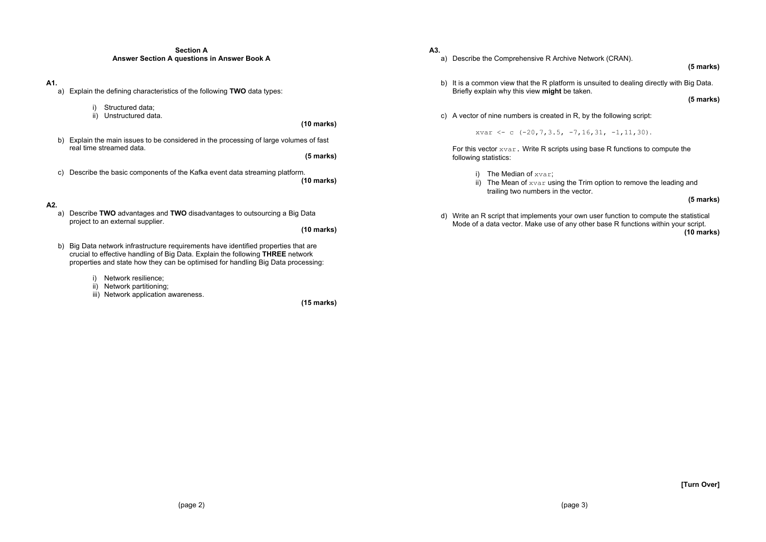## Section A
**Answer Section A questions in Answer Book A**

**A1.**

a) Explain the defining characteristics of the following **TWO** data types:

   i) Structured data;
   ii) Unstructured data.

**(10 marks)**

b) Explain the main issues to be considered in the processing of large volumes of fast real time streamed data.

**(5 marks)**

c) Describe the basic components of the Kafka event data streaming platform.

**(10 marks)**

**A2.**

a) Describe **TWO** advantages and **TWO** disadvantages to outsourcing a Big Data project to an external supplier.

**(10 marks)**

b) Big Data network infrastructure requirements have identified properties that are crucial to effective handling of Big Data. Explain the following **THREE** network properties and state how they can be optimised for handling Big Data processing:

   i) Network resilience;
   ii) Network partitioning;
   iii) Network application awareness.

**(15 marks)**

**A3.**

a) Describe the Comprehensive R Archive Network (CRAN).

**(5 marks)**

b) It is a common view that the R platform is unsuited to dealing directly with Big Data. Briefly explain why this view **might** be taken.

**(5 marks)**

c) A vector of nine numbers is created in R, by the following script:

```
xvar <- c (-20,7,3.5, -7,16,31, -1,11,30).
```

For this vector `xvar`. Write R scripts using base R functions to compute the following statistics:

   i) The Median of `xvar`;
   ii) The Mean of `xvar` using the Trim option to remove the leading and trailing two numbers in the vector.

**(5 marks)**

d) Write an R script that implements your own user function to compute the statistical Mode of a data vector. Make use of any other base R functions within your script.

**(10 marks)**

**[Turn Over]**